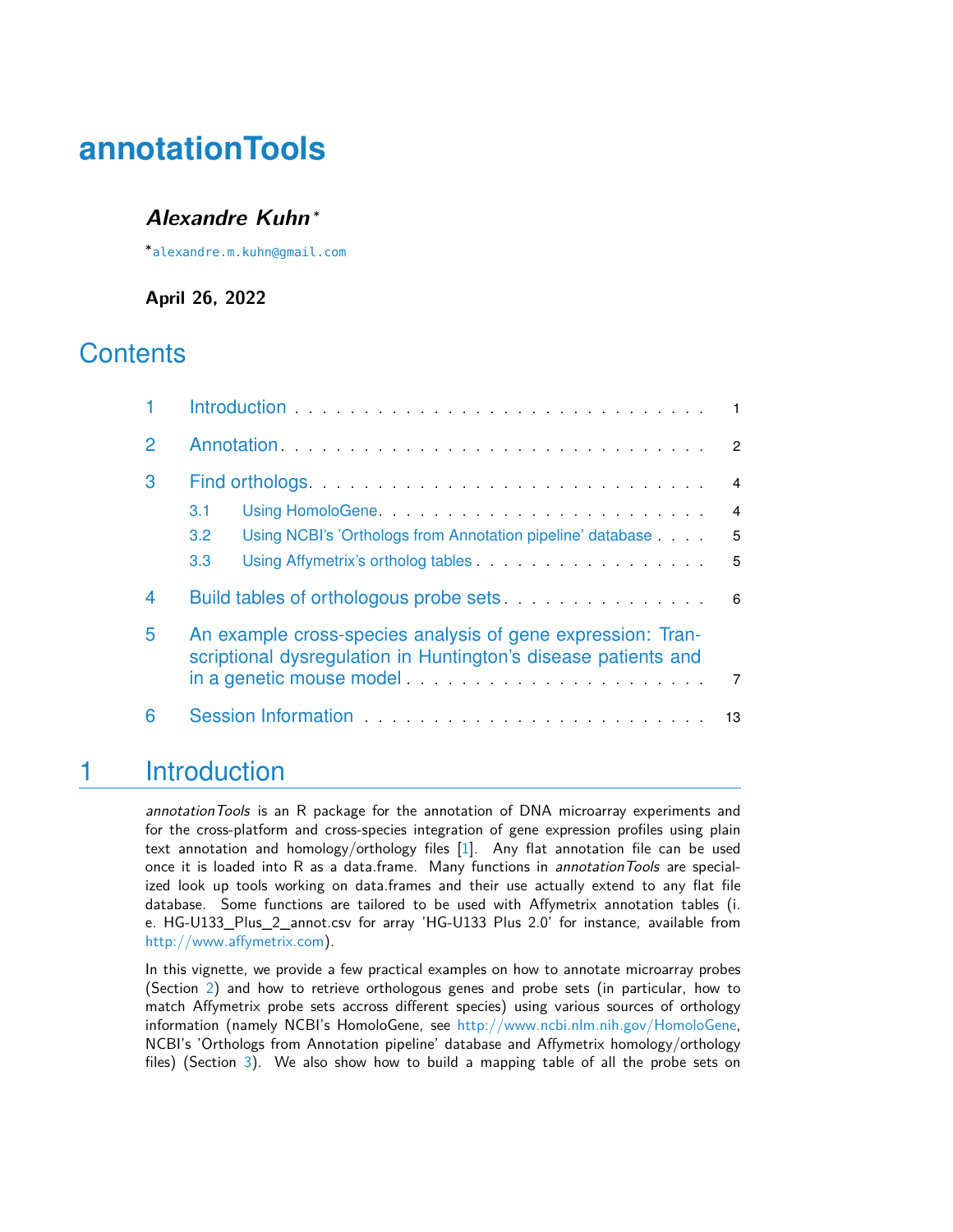# annotationTools

***Alexandre Kuhn*** [*]

[*] alexandre.m.kuhn@gmail.com

**April 26, 2022**

# Contents

1 Introduction . . . . . . . . . . . . . . . . . . . . . . . . . . . . . 1

2 Annotation . . . . . . . . . . . . . . . . . . . . . . . . . . . . . 2

3 Find orthologs . . . . . . . . . . . . . . . . . . . . . . . . . . . . 4

 3.1 Using HomoloGene . . . . . . . . . . . . . . . . . . . . . . . 4

 3.2 Using NCBI's 'Orthologs from Annotation pipeline' database . . . . 5

 3.3 Using Affymetrix's ortholog tables . . . . . . . . . . . . . . . . . 5

4 Build tables of orthologous probe sets . . . . . . . . . . . . . . . 6

5 An example cross-species analysis of gene expression: Transcriptional dysregulation in Huntington's disease patients and in a genetic mouse model . . . . . . . . . . . . . . . . . . . . . . 7

6 Session Information . . . . . . . . . . . . . . . . . . . . . . . . . 13

# 1 Introduction

*annotationTools* is an R package for the annotation of DNA microarray experiments and for the cross-platform and cross-species integration of gene expression profiles using plain text annotation and homology/orthology files [1]. Any flat annotation file can be used once it is loaded into R as a data.frame. Many functions in *annotationTools* are specialized look up tools working on data.frames and their use actually extend to any flat file database. Some functions are tailored to be used with Affymetrix annotation tables (i. e. HG-U133_Plus_2_annot.csv for array 'HG-U133 Plus 2.0' for instance, available from http://www.affymetrix.com).

In this vignette, we provide a few practical examples on how to annotate microarray probes (Section 2) and how to retrieve orthologous genes and probe sets (in particular, how to match Affymetrix probe sets accross different species) using various sources of orthology information (namely NCBI's HomoloGene, see http://www.ncbi.nlm.nih.gov/HomoloGene, NCBI's 'Orthologs from Annotation pipeline' database and Affymetrix homology/orthology files) (Section 3). We also show how to build a mapping table of all the probe sets on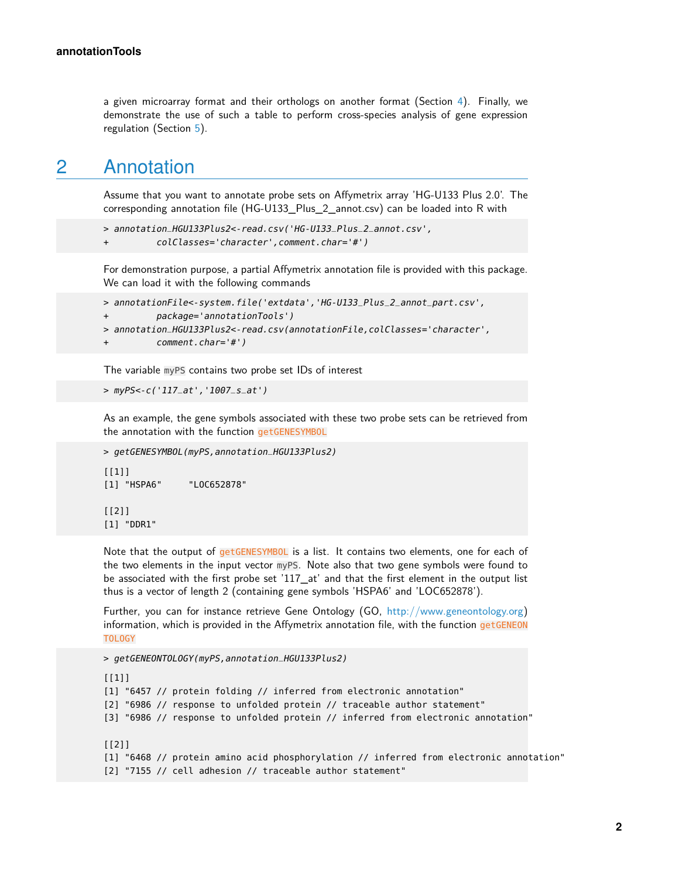a given microarray format and their orthologs on another format (Section 4). Finally, we demonstrate the use of such a table to perform cross-species analysis of gene expression regulation (Section 5).

# 2 Annotation

Assume that you want to annotate probe sets on Affymetrix array 'HG-U133 Plus 2.0'. The corresponding annotation file (HG-U133_Plus_2_annot.csv) can be loaded into R with

```
> annotation_HGU133Plus2<-read.csv('HG-U133_Plus_2_annot.csv',
+         colClasses='character',comment.char='#')
```

For demonstration purpose, a partial Affymetrix annotation file is provided with this package. We can load it with the following commands

```
> annotationFile<-system.file('extdata','HG-U133_Plus_2_annot_part.csv',
+         package='annotationTools')
> annotation_HGU133Plus2<-read.csv(annotationFile,colClasses='character',
+         comment.char='#')
```

The variable `myPS` contains two probe set IDs of interest

```
> myPS<-c('117_at','1007_s_at')
```

As an example, the gene symbols associated with these two probe sets can be retrieved from the annotation with the function `getGENESYMBOL`

```
> getGENESYMBOL(myPS,annotation_HGU133Plus2)

[[1]]
[1] "HSPA6"     "LOC652878"

[[2]]
[1] "DDR1"
```

Note that the output of `getGENESYMBOL` is a list. It contains two elements, one for each of the two elements in the input vector `myPS`. Note also that two gene symbols were found to be associated with the first probe set '117_at' and that the first element in the output list thus is a vector of length 2 (containing gene symbols 'HSPA6' and 'LOC652878').

Further, you can for instance retrieve Gene Ontology (GO, http://www.geneontology.org) information, which is provided in the Affymetrix annotation file, with the function `getGENEONTOLOGY`

```
> getGENEONTOLOGY(myPS,annotation_HGU133Plus2)

[[1]]
[1] "6457 // protein folding // inferred from electronic annotation"
[2] "6986 // response to unfolded protein // traceable author statement"
[3] "6986 // response to unfolded protein // inferred from electronic annotation"

[[2]]
[1] "6468 // protein amino acid phosphorylation // inferred from electronic annotation"
[2] "7155 // cell adhesion // traceable author statement"
```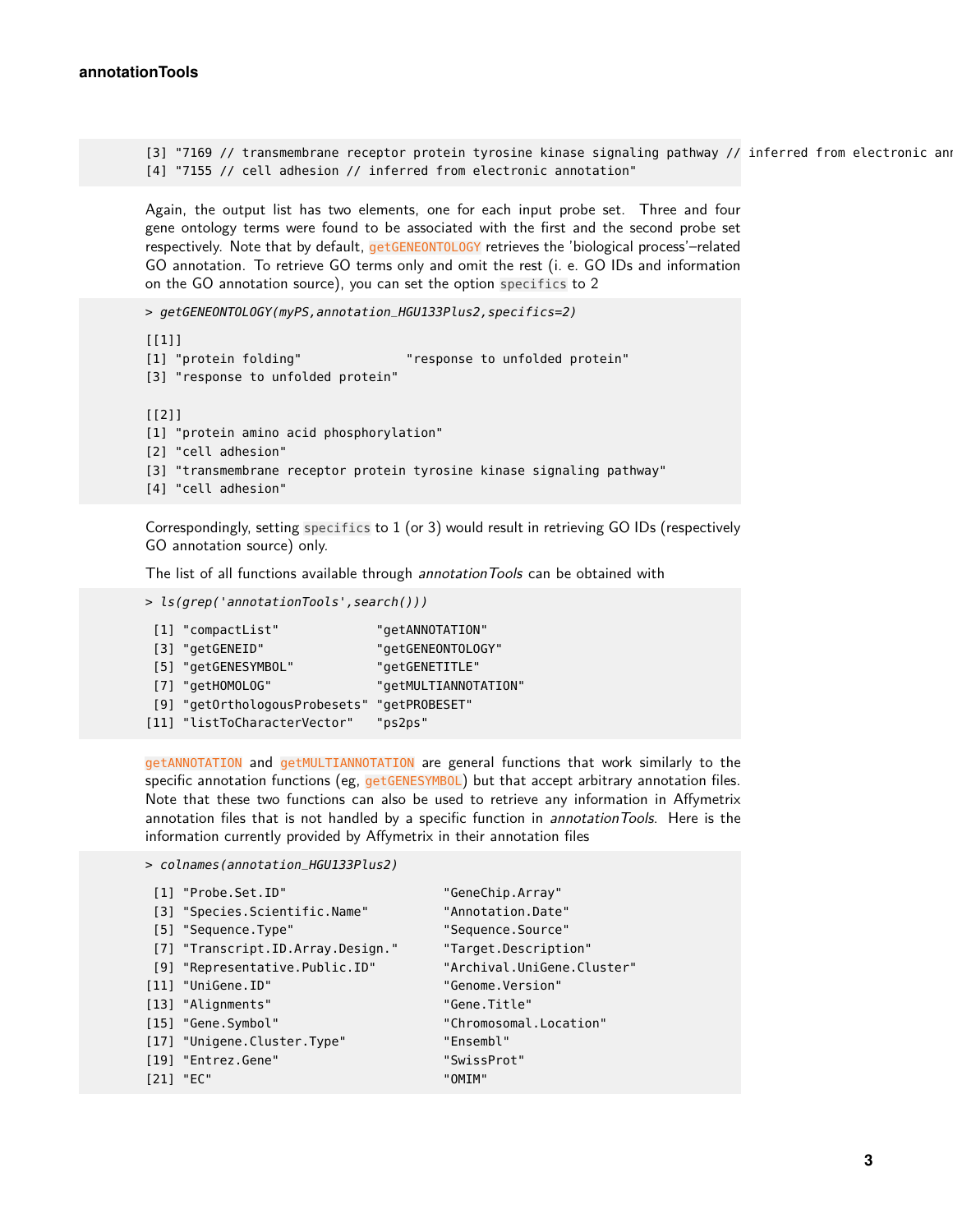```
[3] "7169 // transmembrane receptor protein tyrosine kinase signaling pathway // inferred from electronic ann
[4] "7155 // cell adhesion // inferred from electronic annotation"
```

Again, the output list has two elements, one for each input probe set. Three and four gene ontology terms were found to be associated with the first and the second probe set respectively. Note that by default, getGENEONTOLOGY retrieves the 'biological process'–related GO annotation. To retrieve GO terms only and omit the rest (i. e. GO IDs and information on the GO annotation source), you can set the option specifics to 2

```
> getGENEONTOLOGY(myPS,annotation_HGU133Plus2,specifics=2)

[[1]]
[1] "protein folding"              "response to unfolded protein"
[3] "response to unfolded protein"

[[2]]
[1] "protein amino acid phosphorylation"
[2] "cell adhesion"
[3] "transmembrane receptor protein tyrosine kinase signaling pathway"
[4] "cell adhesion"
```

Correspondingly, setting specifics to 1 (or 3) would result in retrieving GO IDs (respectively GO annotation source) only.

The list of all functions available through *annotationTools* can be obtained with

```
> ls(grep('annotationTools',search()))

 [1] "compactList"             "getANNOTATION"
 [3] "getGENEID"               "getGENEONTOLOGY"
 [5] "getGENESYMBOL"           "getGENETITLE"
 [7] "getHOMOLOG"              "getMULTIANNOTATION"
 [9] "getOrthologousProbesets" "getPROBESET"
[11] "listToCharacterVector"   "ps2ps"
```

getANNOTATION and getMULTIANNOTATION are general functions that work similarly to the specific annotation functions (eg, getGENESYMBOL) but that accept arbitrary annotation files. Note that these two functions can also be used to retrieve any information in Affymetrix annotation files that is not handled by a specific function in *annotationTools*. Here is the information currently provided by Affymetrix in their annotation files

```
> colnames(annotation_HGU133Plus2)

 [1] "Probe.Set.ID"                     "GeneChip.Array"
 [3] "Species.Scientific.Name"          "Annotation.Date"
 [5] "Sequence.Type"                    "Sequence.Source"
 [7] "Transcript.ID.Array.Design."      "Target.Description"
 [9] "Representative.Public.ID"         "Archival.UniGene.Cluster"
[11] "UniGene.ID"                       "Genome.Version"
[13] "Alignments"                       "Gene.Title"
[15] "Gene.Symbol"                      "Chromosomal.Location"
[17] "Unigene.Cluster.Type"             "Ensembl"
[19] "Entrez.Gene"                      "SwissProt"
[21] "EC"                               "OMIM"
```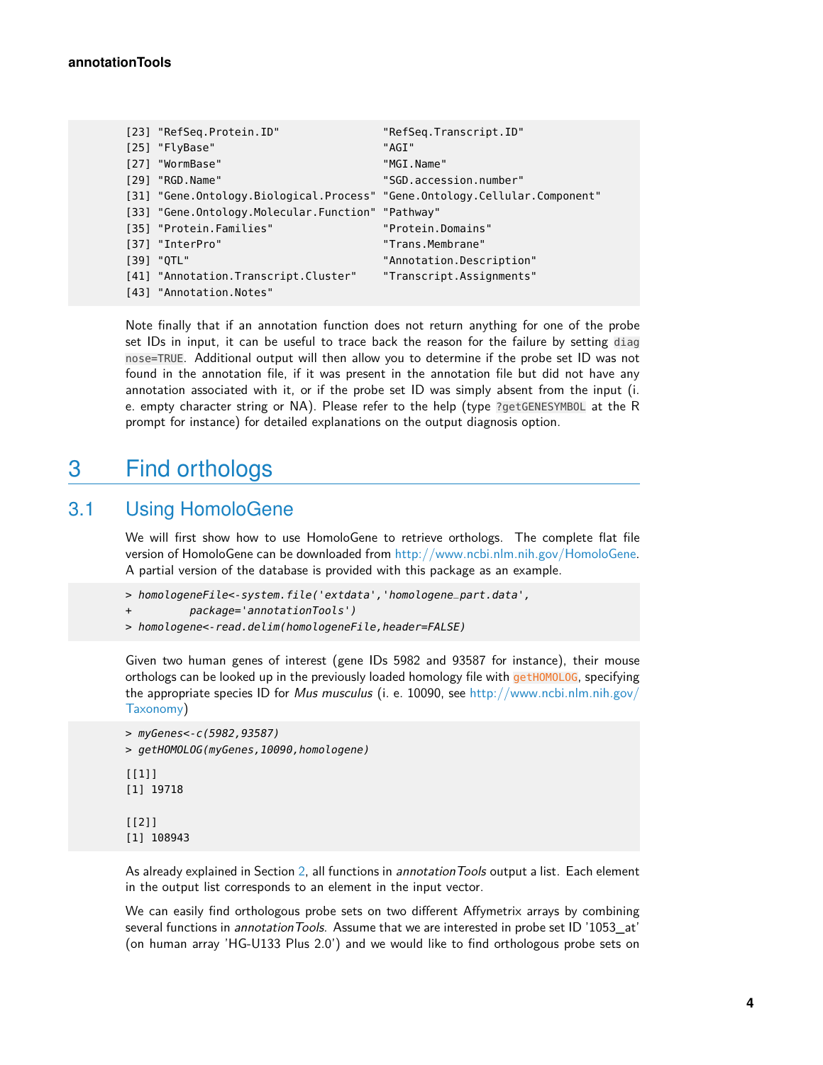```
[23] "RefSeq.Protein.ID"                 "RefSeq.Transcript.ID"
[25] "FlyBase"                           "AGI"
[27] "WormBase"                          "MGI.Name"
[29] "RGD.Name"                          "SGD.accession.number"
[31] "Gene.Ontology.Biological.Process"  "Gene.Ontology.Cellular.Component"
[33] "Gene.Ontology.Molecular.Function"  "Pathway"
[35] "Protein.Families"                  "Protein.Domains"
[37] "InterPro"                          "Trans.Membrane"
[39] "QTL"                               "Annotation.Description"
[41] "Annotation.Transcript.Cluster"     "Transcript.Assignments"
[43] "Annotation.Notes"
```

Note finally that if an annotation function does not return anything for one of the probe set IDs in input, it can be useful to trace back the reason for the failure by setting `diagnose=TRUE`. Additional output will then allow you to determine if the probe set ID was not found in the annotation file, if it was present in the annotation file but did not have any annotation associated with it, or if the probe set ID was simply absent from the input (i. e. empty character string or NA). Please refer to the help (type `?getGENESYMBOL` at the R prompt for instance) for detailed explanations on the output diagnosis option.

# 3 Find orthologs

## 3.1 Using HomoloGene

We will first show how to use HomoloGene to retrieve orthologs. The complete flat file version of HomoloGene can be downloaded from http://www.ncbi.nlm.nih.gov/HomoloGene. A partial version of the database is provided with this package as an example.

```
> homologeneFile<-system.file('extdata','homologene_part.data',
+         package='annotationTools')
> homologene<-read.delim(homologeneFile,header=FALSE)
```

Given two human genes of interest (gene IDs 5982 and 93587 for instance), their mouse orthologs can be looked up in the previously loaded homology file with `getHOMOLOG`, specifying the appropriate species ID for *Mus musculus* (i. e. 10090, see http://www.ncbi.nlm.nih.gov/Taxonomy)

```
> myGenes<-c(5982,93587)
> getHOMOLOG(myGenes,10090,homologene)

[[1]]
[1] 19718

[[2]]
[1] 108943
```

As already explained in Section 2, all functions in *annotationTools* output a list. Each element in the output list corresponds to an element in the input vector.

We can easily find orthologous probe sets on two different Affymetrix arrays by combining several functions in *annotationTools*. Assume that we are interested in probe set ID '1053_at' (on human array 'HG-U133 Plus 2.0') and we would like to find orthologous probe sets on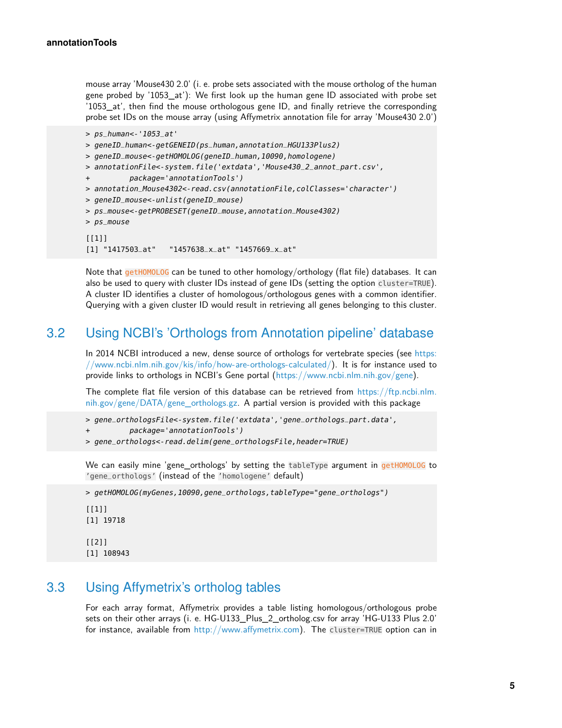mouse array 'Mouse430 2.0' (i. e. probe sets associated with the mouse ortholog of the human gene probed by '1053_at'): We first look up the human gene ID associated with probe set '1053_at', then find the mouse orthologous gene ID, and finally retrieve the corresponding probe set IDs on the mouse array (using Affymetrix annotation file for array 'Mouse430 2.0')

```
> ps_human<-'1053_at'
> geneID_human<-getGENEID(ps_human,annotation_HGU133Plus2)
> geneID_mouse<-getHOMOLOG(geneID_human,10090,homologene)
> annotationFile<-system.file('extdata','Mouse430_2_annot_part.csv',
+          package='annotationTools')
> annotation_Mouse4302<-read.csv(annotationFile,colClasses='character')
> geneID_mouse<-unlist(geneID_mouse)
> ps_mouse<-getPROBESET(geneID_mouse,annotation_Mouse4302)
> ps_mouse

[[1]]
[1] "1417503_at"   "1457638_x_at" "1457669_x_at"
```

Note that `getHOMOLOG` can be tuned to other homology/orthology (flat file) databases. It can also be used to query with cluster IDs instead of gene IDs (setting the option `cluster=TRUE`). A cluster ID identifies a cluster of homologous/orthologous genes with a common identifier. Querying with a given cluster ID would result in retrieving all genes belonging to this cluster.

## 3.2 Using NCBI's 'Orthologs from Annotation pipeline' database

In 2014 NCBI introduced a new, dense source of orthologs for vertebrate species (see https://www.ncbi.nlm.nih.gov/kis/info/how-are-orthologs-calculated/). It is for instance used to provide links to orthologs in NCBI's Gene portal (https://www.ncbi.nlm.nih.gov/gene).

The complete flat file version of this database can be retrieved from https://ftp.ncbi.nlm.nih.gov/gene/DATA/gene_orthologs.gz. A partial version is provided with this package

```
> gene_orthologsFile<-system.file('extdata','gene_orthologs_part.data',
+          package='annotationTools')
> gene_orthologs<-read.delim(gene_orthologsFile,header=TRUE)
```

We can easily mine 'gene_orthologs' by setting the `tableType` argument in `getHOMOLOG` to `'gene_orthologs'` (instead of the `'homologene'` default)

```
> getHOMOLOG(myGenes,10090,gene_orthologs,tableType="gene_orthologs")

[[1]]
[1] 19718

[[2]]
[1] 108943
```

## 3.3 Using Affymetrix's ortholog tables

For each array format, Affymetrix provides a table listing homologous/orthologous probe sets on their other arrays (i. e. HG-U133_Plus_2_ortholog.csv for array 'HG-U133 Plus 2.0' for instance, available from http://www.affymetrix.com). The `cluster=TRUE` option can in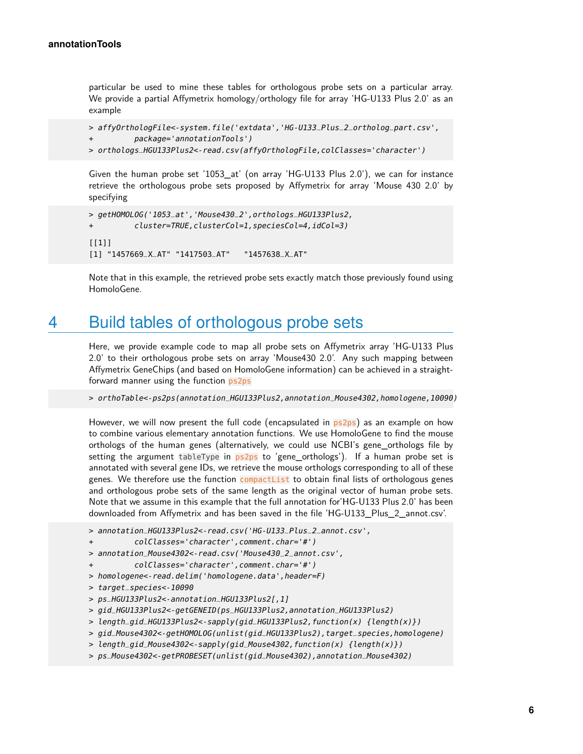particular be used to mine these tables for orthologous probe sets on a particular array. We provide a partial Affymetrix homology/orthology file for array 'HG-U133 Plus 2.0' as an example

```
> affyOrthologFile<-system.file('extdata','HG-U133_Plus_2_ortholog_part.csv',
+         package='annotationTools')
> orthologs_HGU133Plus2<-read.csv(affyOrthologFile,colClasses='character')
```

Given the human probe set '1053_at' (on array 'HG-U133 Plus 2.0'), we can for instance retrieve the orthologous probe sets proposed by Affymetrix for array 'Mouse 430 2.0' by specifying

```
> getHOMOLOG('1053_at','Mouse430_2',orthologs_HGU133Plus2,
+         cluster=TRUE,clusterCol=1,speciesCol=4,idCol=3)

[[1]]
[1] "1457669_X_AT" "1417503_AT"   "1457638_X_AT"
```

Note that in this example, the retrieved probe sets exactly match those previously found using HomoloGene.

# 4 Build tables of orthologous probe sets

Here, we provide example code to map all probe sets on Affymetrix array 'HG-U133 Plus 2.0' to their orthologous probe sets on array 'Mouse430 2.0'. Any such mapping between Affymetrix GeneChips (and based on HomoloGene information) can be achieved in a straightforward manner using the function ps2ps

```
> orthoTable<-ps2ps(annotation_HGU133Plus2,annotation_Mouse4302,homologene,10090)
```

However, we will now present the full code (encapsulated in ps2ps) as an example on how to combine various elementary annotation functions. We use HomoloGene to find the mouse orthologs of the human genes (alternatively, we could use NCBI's gene_orthologs file by setting the argument `tableType` in ps2ps to 'gene_orthologs'). If a human probe set is annotated with several gene IDs, we retrieve the mouse orthologs corresponding to all of these genes. We therefore use the function compactList to obtain final lists of orthologous genes and orthologous probe sets of the same length as the original vector of human probe sets. Note that we assume in this example that the full annotation for'HG-U133 Plus 2.0' has been downloaded from Affymetrix and has been saved in the file 'HG-U133_Plus_2_annot.csv'.

```
> annotation_HGU133Plus2<-read.csv('HG-U133_Plus_2_annot.csv',
+         colClasses='character',comment.char='#')
> annotation_Mouse4302<-read.csv('Mouse430_2_annot.csv',
+         colClasses='character',comment.char='#')
> homologene<-read.delim('homologene.data',header=F)
> target_species<-10090
> ps_HGU133Plus2<-annotation_HGU133Plus2[,1]
> gid_HGU133Plus2<-getGENEID(ps_HGU133Plus2,annotation_HGU133Plus2)
> length_gid_HGU133Plus2<-sapply(gid_HGU133Plus2,function(x) {length(x)})
> gid_Mouse4302<-getHOMOLOG(unlist(gid_HGU133Plus2),target_species,homologene)
> length_gid_Mouse4302<-sapply(gid_Mouse4302,function(x) {length(x)})
> ps_Mouse4302<-getPROBESET(unlist(gid_Mouse4302),annotation_Mouse4302)
```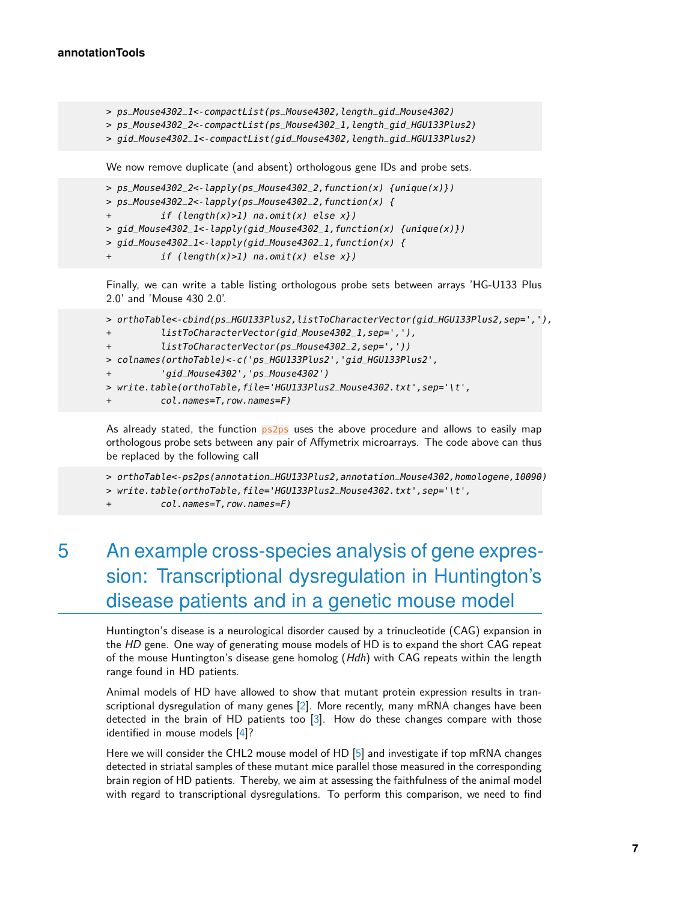```
> ps_Mouse4302_1<-compactList(ps_Mouse4302,length_gid_Mouse4302)
> ps_Mouse4302_2<-compactList(ps_Mouse4302_1,length_gid_HGU133Plus2)
> gid_Mouse4302_1<-compactList(gid_Mouse4302,length_gid_HGU133Plus2)
```

We now remove duplicate (and absent) orthologous gene IDs and probe sets.

```
> ps_Mouse4302_2<-lapply(ps_Mouse4302_2,function(x) {unique(x)})
> ps_Mouse4302_2<-lapply(ps_Mouse4302_2,function(x) {
+         if (length(x)>1) na.omit(x) else x})
> gid_Mouse4302_1<-lapply(gid_Mouse4302_1,function(x) {unique(x)})
> gid_Mouse4302_1<-lapply(gid_Mouse4302_1,function(x) {
+         if (length(x)>1) na.omit(x) else x})
```

Finally, we can write a table listing orthologous probe sets between arrays 'HG-U133 Plus 2.0' and 'Mouse 430 2.0'.

```
> orthoTable<-cbind(ps_HGU133Plus2,listToCharacterVector(gid_HGU133Plus2,sep=','),
+         listToCharacterVector(gid_Mouse4302_1,sep=','),
+         listToCharacterVector(ps_Mouse4302_2,sep=','))
> colnames(orthoTable)<-c('ps_HGU133Plus2','gid_HGU133Plus2',
+         'gid_Mouse4302','ps_Mouse4302')
> write.table(orthoTable,file='HGU133Plus2_Mouse4302.txt',sep='\t',
+         col.names=T,row.names=F)
```

As already stated, the function ps2ps uses the above procedure and allows to easily map orthologous probe sets between any pair of Affymetrix microarrays. The code above can thus be replaced by the following call

```
> orthoTable<-ps2ps(annotation_HGU133Plus2,annotation_Mouse4302,homologene,10090)
> write.table(orthoTable,file='HGU133Plus2_Mouse4302.txt',sep='\t',
+         col.names=T,row.names=F)
```

# 5 An example cross-species analysis of gene expression: Transcriptional dysregulation in Huntington's disease patients and in a genetic mouse model

Huntington's disease is a neurological disorder caused by a trinucleotide (CAG) expansion in the *HD* gene. One way of generating mouse models of HD is to expand the short CAG repeat of the mouse Huntington's disease gene homolog (*Hdh*) with CAG repeats within the length range found in HD patients.

Animal models of HD have allowed to show that mutant protein expression results in transcriptional dysregulation of many genes [2]. More recently, many mRNA changes have been detected in the brain of HD patients too [3]. How do these changes compare with those identified in mouse models [4]?

Here we will consider the CHL2 mouse model of HD [5] and investigate if top mRNA changes detected in striatal samples of these mutant mice parallel those measured in the corresponding brain region of HD patients. Thereby, we aim at assessing the faithfulness of the animal model with regard to transcriptional dysregulations. To perform this comparison, we need to find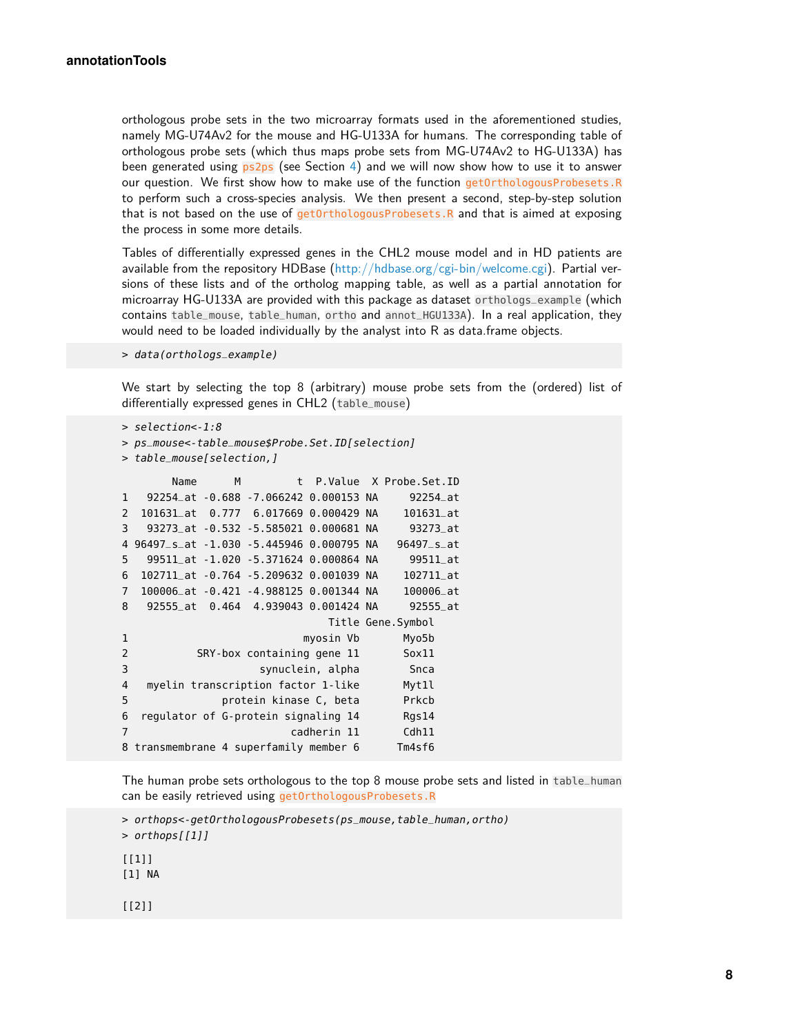orthologous probe sets in the two microarray formats used in the aforementioned studies, namely MG-U74Av2 for the mouse and HG-U133A for humans. The corresponding table of orthologous probe sets (which thus maps probe sets from MG-U74Av2 to HG-U133A) has been generated using ps2ps (see Section 4) and we will now show how to use it to answer our question. We first show how to make use of the function getOrthologousProbesets.R to perform such a cross-species analysis. We then present a second, step-by-step solution that is not based on the use of getOrthologousProbesets.R and that is aimed at exposing the process in some more details.

Tables of differentially expressed genes in the CHL2 mouse model and in HD patients are available from the repository HDBase (http://hdbase.org/cgi-bin/welcome.cgi). Partial versions of these lists and of the ortholog mapping table, as well as a partial annotation for microarray HG-U133A are provided with this package as dataset orthologs_example (which contains table_mouse, table_human, ortho and annot_HGU133A). In a real application, they would need to be loaded individually by the analyst into R as data.frame objects.

```
> data(orthologs_example)
```

We start by selecting the top 8 (arbitrary) mouse probe sets from the (ordered) list of differentially expressed genes in CHL2 (table_mouse)

```
> selection<-1:8
> ps_mouse<-table_mouse$Probe.Set.ID[selection]
> table_mouse[selection,]

       Name      M         t  P.Value  X Probe.Set.ID
1   92254_at -0.688 -7.066242 0.000153 NA     92254_at
2  101631_at  0.777  6.017669 0.000429 NA    101631_at
3   93273_at -0.532 -5.585021 0.000681 NA     93273_at
4 96497_s_at -1.030 -5.445946 0.000795 NA   96497_s_at
5   99511_at -1.020 -5.371624 0.000864 NA     99511_at
6  102711_at -0.764 -5.209632 0.001039 NA    102711_at
7  100006_at -0.421 -4.988125 0.001344 NA    100006_at
8   92555_at  0.464  4.939043 0.001424 NA     92555_at
                              Title Gene.Symbol
1                         myosin Vb       Myo5b
2          SRY-box containing gene 11       Sox11
3                   synuclein, alpha        Snca
4   myelin transcription factor 1-like       Myt1l
5                protein kinase C, beta       Prkcb
6  regulator of G-protein signaling 14       Rgs14
7                        cadherin 11       Cdh11
8 transmembrane 4 superfamily member 6      Tm4sf6
```

The human probe sets orthologous to the top 8 mouse probe sets and listed in table_human can be easily retrieved using getOrthologousProbesets.R

```
> orthops<-getOrthologousProbesets(ps_mouse,table_human,ortho)
> orthops[[1]]

[[1]]
[1] NA

[[2]]
```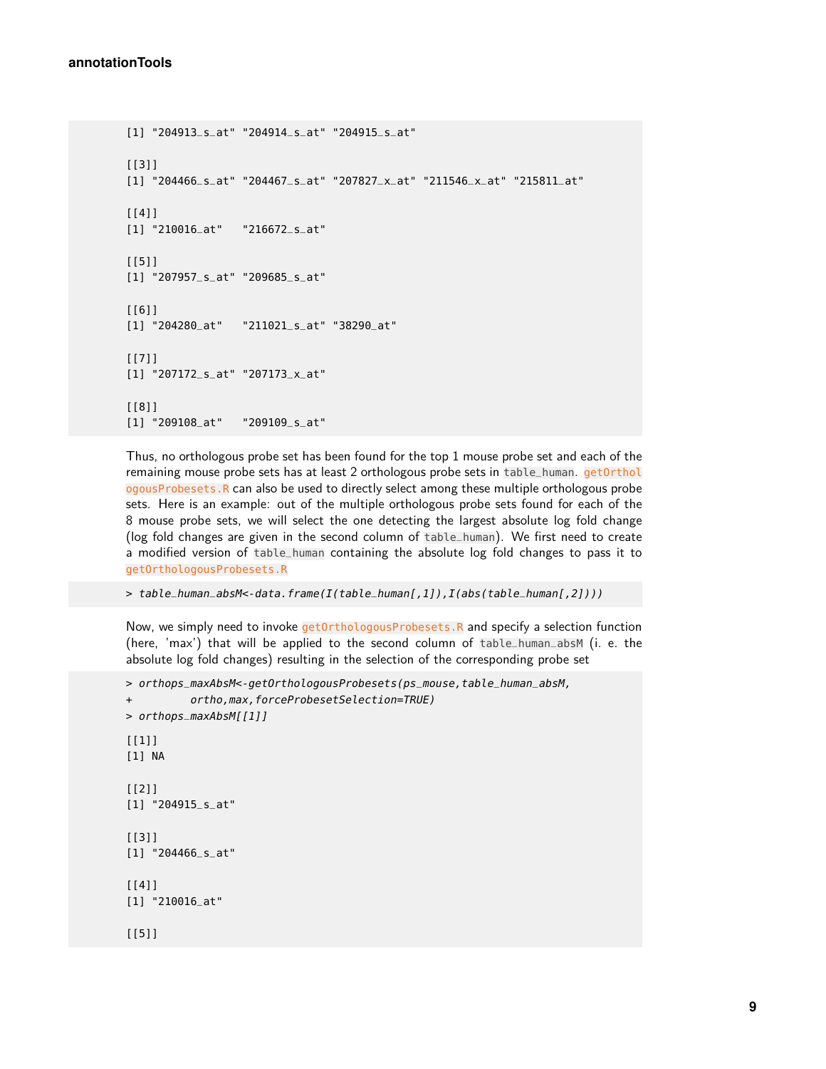```
[1] "204913_s_at" "204914_s_at" "204915_s_at"

[[3]]
[1] "204466_s_at" "204467_s_at" "207827_x_at" "211546_x_at" "215811_at"

[[4]]
[1] "210016_at"   "216672_s_at"

[[5]]
[1] "207957_s_at" "209685_s_at"

[[6]]
[1] "204280_at"   "211021_s_at" "38290_at"

[[7]]
[1] "207172_s_at" "207173_x_at"

[[8]]
[1] "209108_at"   "209109_s_at"
```

Thus, no orthologous probe set has been found for the top 1 mouse probe set and each of the remaining mouse probe sets has at least 2 orthologous probe sets in `table_human`. getOrthologousProbesets.R can also be used to directly select among these multiple orthologous probe sets. Here is an example: out of the multiple orthologous probe sets found for each of the 8 mouse probe sets, we will select the one detecting the largest absolute log fold change (log fold changes are given in the second column of `table_human`). We first need to create a modified version of `table_human` containing the absolute log fold changes to pass it to getOrthologousProbesets.R

```
> table_human_absM<-data.frame(I(table_human[,1]),I(abs(table_human[,2])))
```

Now, we simply need to invoke getOrthologousProbesets.R and specify a selection function (here, 'max') that will be applied to the second column of `table_human_absM` (i. e. the absolute log fold changes) resulting in the selection of the corresponding probe set

```
> orthops_maxAbsM<-getOrthologousProbesets(ps_mouse,table_human_absM,
+         ortho,max,forceProbesetSelection=TRUE)
> orthops_maxAbsM[[1]]

[[1]]
[1] NA

[[2]]
[1] "204915_s_at"

[[3]]
[1] "204466_s_at"

[[4]]
[1] "210016_at"

[[5]]
```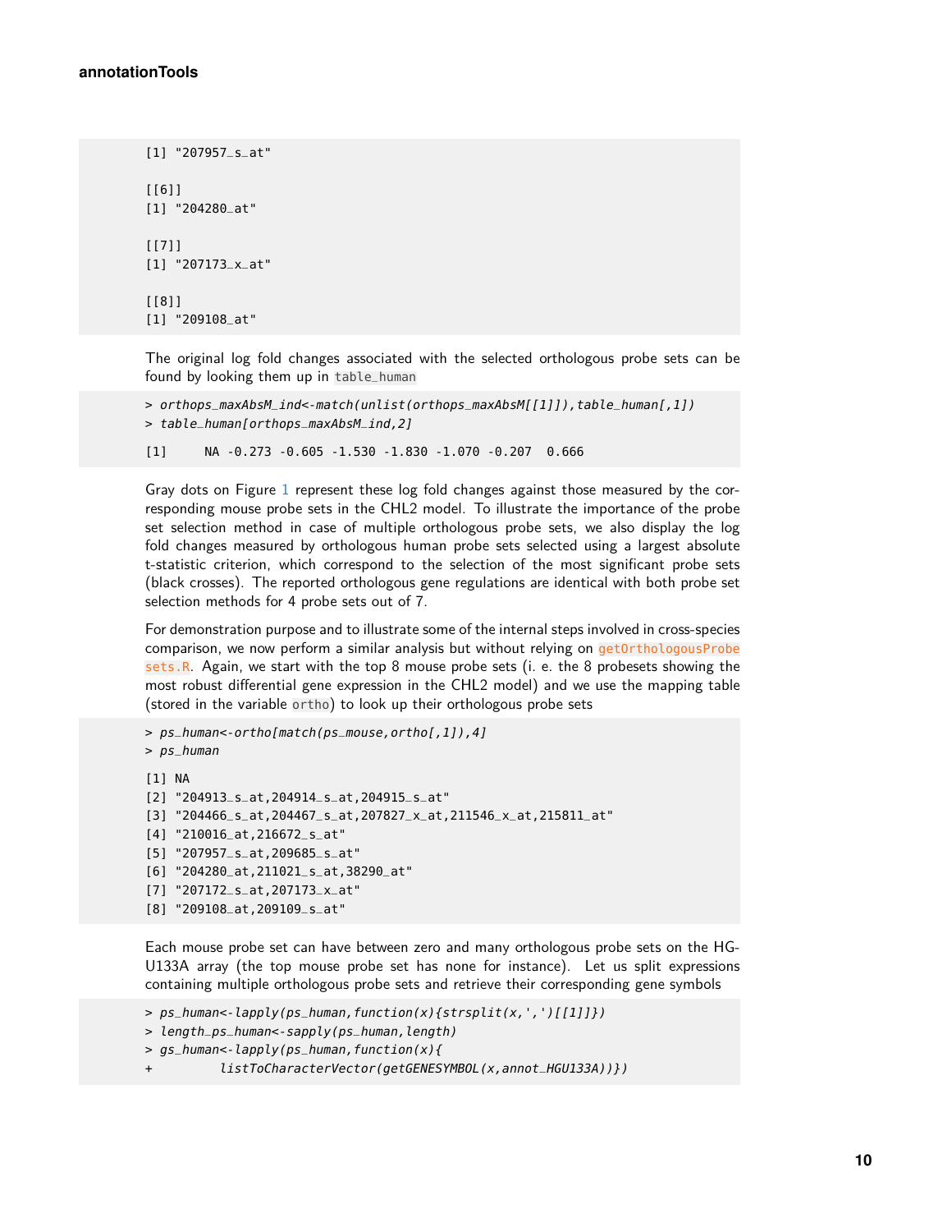```
[1] "207957_s_at"

[[6]]
[1] "204280_at"

[[7]]
[1] "207173_x_at"

[[8]]
[1] "209108_at"
```

The original log fold changes associated with the selected orthologous probe sets can be found by looking them up in `table_human`

```
> orthops_maxAbsM_ind<-match(unlist(orthops_maxAbsM[[1]]),table_human[,1])
> table_human[orthops_maxAbsM_ind,2]

[1]     NA -0.273 -0.605 -1.530 -1.830 -1.070 -0.207  0.666
```

Gray dots on Figure 1 represent these log fold changes against those measured by the corresponding mouse probe sets in the CHL2 model. To illustrate the importance of the probe set selection method in case of multiple orthologous probe sets, we also display the log fold changes measured by orthologous human probe sets selected using a largest absolute t-statistic criterion, which correspond to the selection of the most significant probe sets (black crosses). The reported orthologous gene regulations are identical with both probe set selection methods for 4 probe sets out of 7.

For demonstration purpose and to illustrate some of the internal steps involved in cross-species comparison, we now perform a similar analysis but without relying on getOrthologousProbesets.R. Again, we start with the top 8 mouse probe sets (i. e. the 8 probesets showing the most robust differential gene expression in the CHL2 model) and we use the mapping table (stored in the variable `ortho`) to look up their orthologous probe sets

```
> ps_human<-ortho[match(ps_mouse,ortho[,1]),4]
> ps_human

[1] NA
[2] "204913_s_at,204914_s_at,204915_s_at"
[3] "204466_s_at,204467_s_at,207827_x_at,211546_x_at,215811_at"
[4] "210016_at,216672_s_at"
[5] "207957_s_at,209685_s_at"
[6] "204280_at,211021_s_at,38290_at"
[7] "207172_s_at,207173_x_at"
[8] "209108_at,209109_s_at"
```

Each mouse probe set can have between zero and many orthologous probe sets on the HG-U133A array (the top mouse probe set has none for instance). Let us split expressions containing multiple orthologous probe sets and retrieve their corresponding gene symbols

```
> ps_human<-lapply(ps_human,function(x){strsplit(x,',')[[1]]})
> length_ps_human<-sapply(ps_human,length)
> gs_human<-lapply(ps_human,function(x){
+         listToCharacterVector(getGENESYMBOL(x,annot_HGU133A))})
```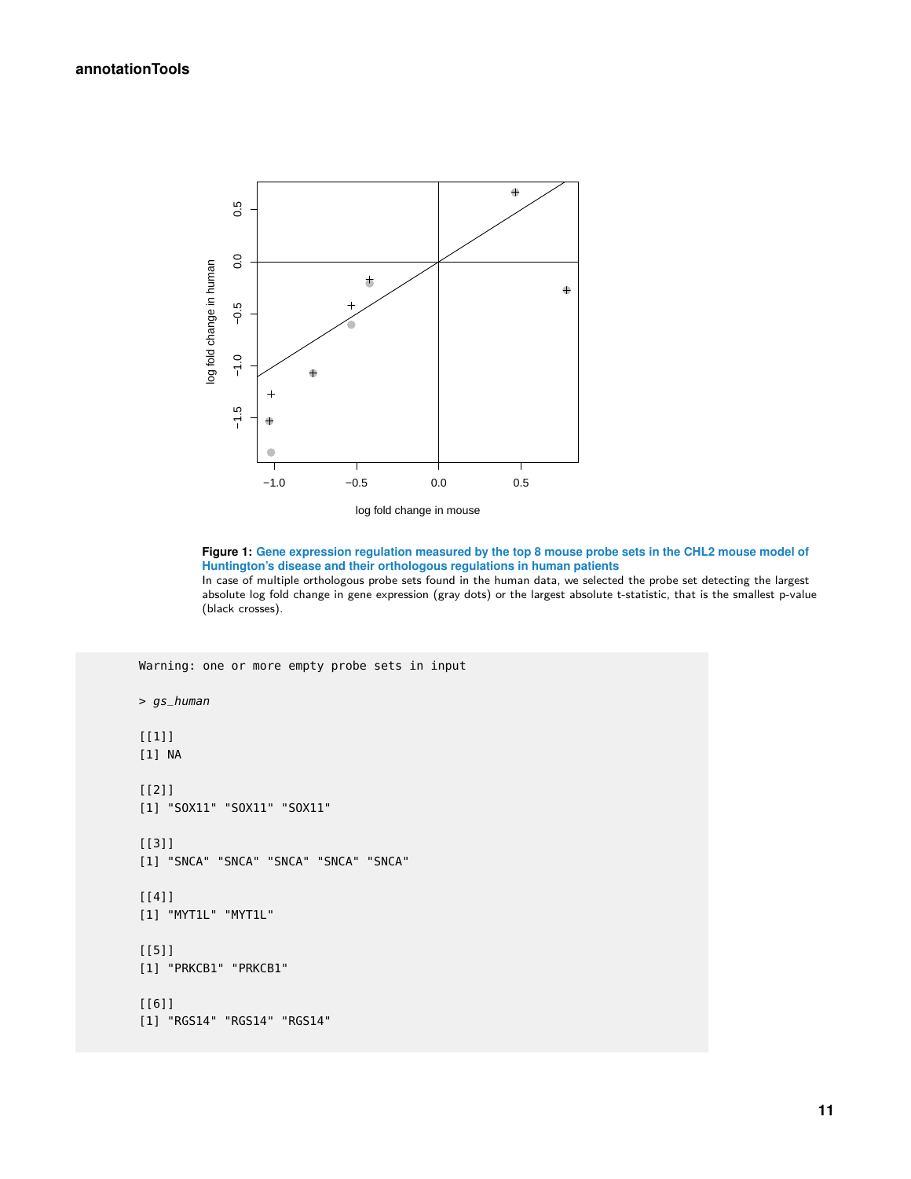**Figure 1: Gene expression regulation measured by the top 8 mouse probe sets in the CHL2 mouse model of Huntington's disease and their orthologous regulations in human patients**

In case of multiple orthologous probe sets found in the human data, we selected the probe set detecting the largest absolute log fold change in gene expression (gray dots) or the largest absolute t-statistic, that is the smallest p-value (black crosses).

```
Warning: one or more empty probe sets in input

> gs_human

[[1]]
[1] NA

[[2]]
[1] "SOX11" "SOX11" "SOX11"

[[3]]
[1] "SNCA" "SNCA" "SNCA" "SNCA" "SNCA"

[[4]]
[1] "MYT1L" "MYT1L"

[[5]]
[1] "PRKCB1" "PRKCB1"

[[6]]
[1] "RGS14" "RGS14" "RGS14"
```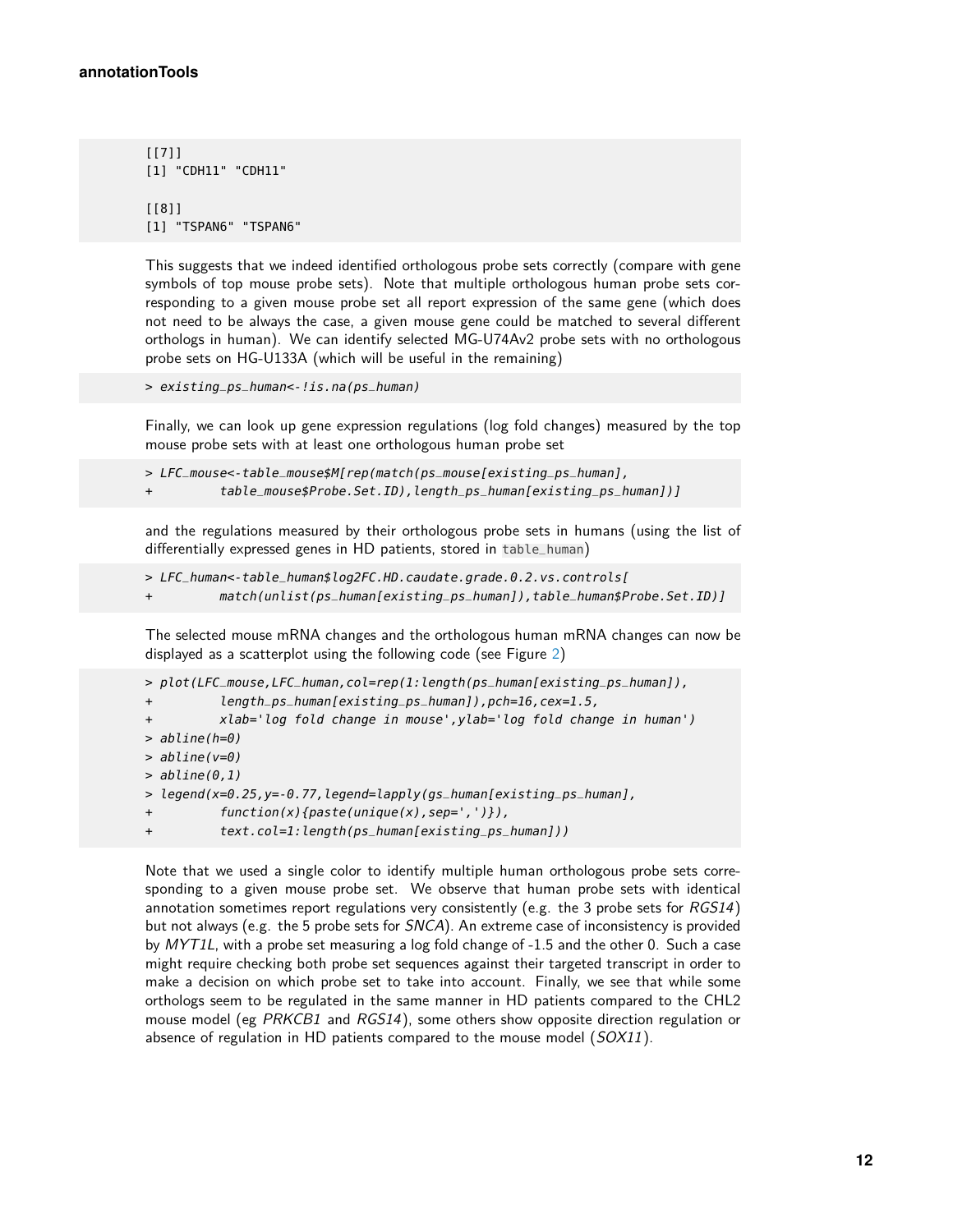```
[[7]]
[1] "CDH11" "CDH11"

[[8]]
[1] "TSPAN6" "TSPAN6"
```

This suggests that we indeed identified orthologous probe sets correctly (compare with gene symbols of top mouse probe sets). Note that multiple orthologous human probe sets corresponding to a given mouse probe set all report expression of the same gene (which does not need to be always the case, a given mouse gene could be matched to several different orthologs in human). We can identify selected MG-U74Av2 probe sets with no orthologous probe sets on HG-U133A (which will be useful in the remaining)

```
> existing_ps_human<-!is.na(ps_human)
```

Finally, we can look up gene expression regulations (log fold changes) measured by the top mouse probe sets with at least one orthologous human probe set

```
> LFC_mouse<-table_mouse$M[rep(match(ps_mouse[existing_ps_human],
+         table_mouse$Probe.Set.ID),length_ps_human[existing_ps_human])]
```

and the regulations measured by their orthologous probe sets in humans (using the list of differentially expressed genes in HD patients, stored in `table_human`)

```
> LFC_human<-table_human$log2FC.HD.caudate.grade.0.2.vs.controls[
+         match(unlist(ps_human[existing_ps_human]),table_human$Probe.Set.ID)]
```

The selected mouse mRNA changes and the orthologous human mRNA changes can now be displayed as a scatterplot using the following code (see Figure 2)

```
> plot(LFC_mouse,LFC_human,col=rep(1:length(ps_human[existing_ps_human]),
+         length_ps_human[existing_ps_human]),pch=16,cex=1.5,
+         xlab='log fold change in mouse',ylab='log fold change in human')
> abline(h=0)
> abline(v=0)
> abline(0,1)
> legend(x=0.25,y=-0.77,legend=lapply(gs_human[existing_ps_human],
+         function(x){paste(unique(x),sep=',')}),
+         text.col=1:length(ps_human[existing_ps_human]))
```

Note that we used a single color to identify multiple human orthologous probe sets corresponding to a given mouse probe set. We observe that human probe sets with identical annotation sometimes report regulations very consistently (e.g. the 3 probe sets for *RGS14*) but not always (e.g. the 5 probe sets for *SNCA*). An extreme case of inconsistency is provided by *MYT1L*, with a probe set measuring a log fold change of -1.5 and the other 0. Such a case might require checking both probe set sequences against their targeted transcript in order to make a decision on which probe set to take into account. Finally, we see that while some orthologs seem to be regulated in the same manner in HD patients compared to the CHL2 mouse model (eg *PRKCB1* and *RGS14*), some others show opposite direction regulation or absence of regulation in HD patients compared to the mouse model (*SOX11*).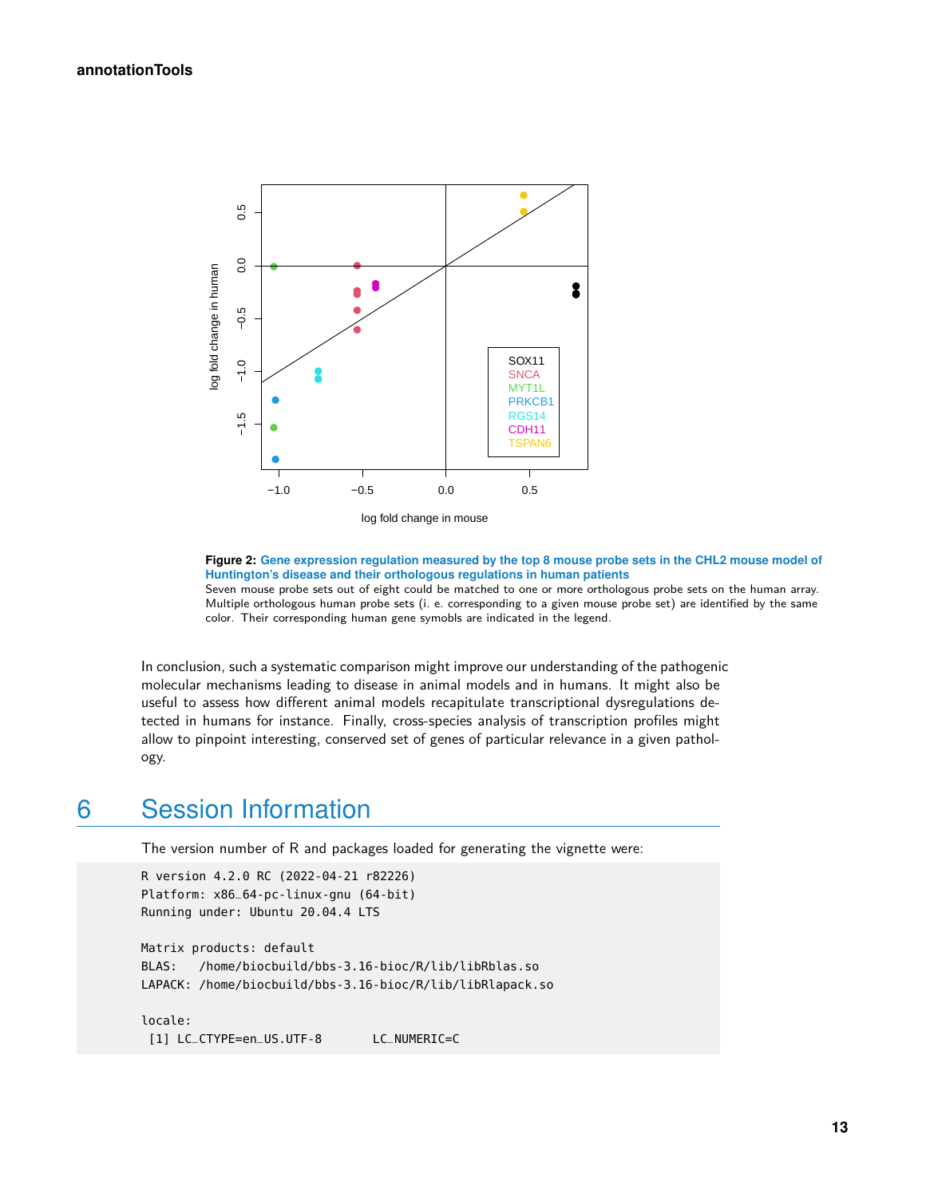**Figure 2: Gene expression regulation measured by the top 8 mouse probe sets in the CHL2 mouse model of Huntington's disease and their orthologous regulations in human patients**
Seven mouse probe sets out of eight could be matched to one or more orthologous probe sets on the human array. Multiple orthologous human probe sets (i. e. corresponding to a given mouse probe set) are identified by the same color. Their corresponding human gene symobls are indicated in the legend.

In conclusion, such a systematic comparison might improve our understanding of the pathogenic molecular mechanisms leading to disease in animal models and in humans. It might also be useful to assess how different animal models recapitulate transcriptional dysregulations detected in humans for instance. Finally, cross-species analysis of transcription profiles might allow to pinpoint interesting, conserved set of genes of particular relevance in a given pathology.

# 6 Session Information

The version number of R and packages loaded for generating the vignette were:

```
R version 4.2.0 RC (2022-04-21 r82226)
Platform: x86_64-pc-linux-gnu (64-bit)
Running under: Ubuntu 20.04.4 LTS

Matrix products: default
BLAS:   /home/biocbuild/bbs-3.16-bioc/R/lib/libRblas.so
LAPACK: /home/biocbuild/bbs-3.16-bioc/R/lib/libRlapack.so

locale:
 [1] LC_CTYPE=en_US.UTF-8       LC_NUMERIC=C
```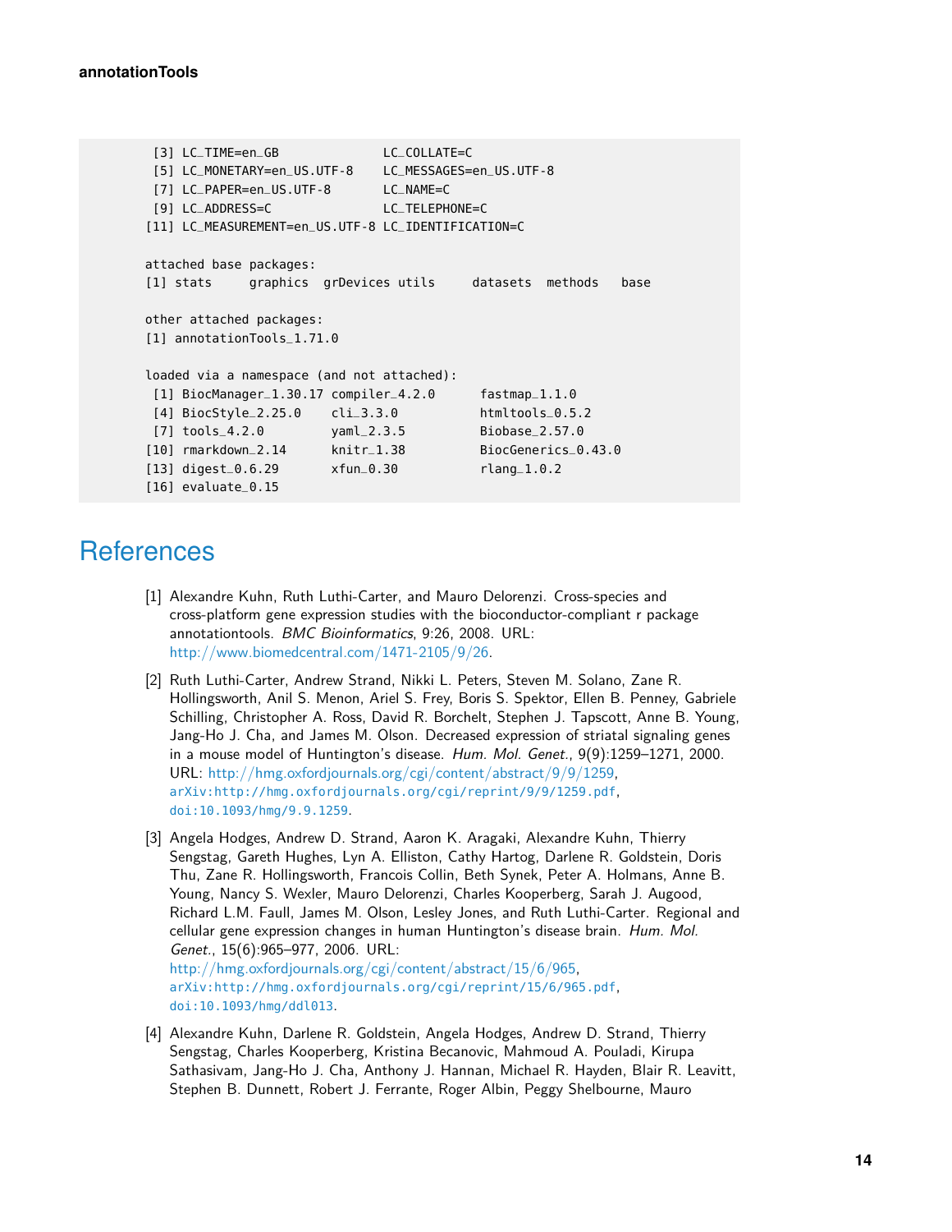```
 [3] LC_TIME=en_GB              LC_COLLATE=C
 [5] LC_MONETARY=en_US.UTF-8    LC_MESSAGES=en_US.UTF-8
 [7] LC_PAPER=en_US.UTF-8       LC_NAME=C
 [9] LC_ADDRESS=C               LC_TELEPHONE=C
[11] LC_MEASUREMENT=en_US.UTF-8 LC_IDENTIFICATION=C

attached base packages:
[1] stats     graphics  grDevices utils     datasets  methods   base

other attached packages:
[1] annotationTools_1.71.0

loaded via a namespace (and not attached):
 [1] BiocManager_1.30.17 compiler_4.2.0      fastmap_1.1.0
 [4] BiocStyle_2.25.0    cli_3.3.0           htmltools_0.5.2
 [7] tools_4.2.0         yaml_2.3.5          Biobase_2.57.0
[10] rmarkdown_2.14      knitr_1.38          BiocGenerics_0.43.0
[13] digest_0.6.29       xfun_0.30           rlang_1.0.2
[16] evaluate_0.15
```

## References

[1] Alexandre Kuhn, Ruth Luthi-Carter, and Mauro Delorenzi. Cross-species and cross-platform gene expression studies with the bioconductor-compliant r package annotationtools. *BMC Bioinformatics*, 9:26, 2008. URL: http://www.biomedcentral.com/1471-2105/9/26.

[2] Ruth Luthi-Carter, Andrew Strand, Nikki L. Peters, Steven M. Solano, Zane R. Hollingsworth, Anil S. Menon, Ariel S. Frey, Boris S. Spektor, Ellen B. Penney, Gabriele Schilling, Christopher A. Ross, David R. Borchelt, Stephen J. Tapscott, Anne B. Young, Jang-Ho J. Cha, and James M. Olson. Decreased expression of striatal signaling genes in a mouse model of Huntington's disease. *Hum. Mol. Genet.*, 9(9):1259–1271, 2000. URL: http://hmg.oxfordjournals.org/cgi/content/abstract/9/9/1259, arXiv:http://hmg.oxfordjournals.org/cgi/reprint/9/9/1259.pdf, doi:10.1093/hmg/9.9.1259.

[3] Angela Hodges, Andrew D. Strand, Aaron K. Aragaki, Alexandre Kuhn, Thierry Sengstag, Gareth Hughes, Lyn A. Elliston, Cathy Hartog, Darlene R. Goldstein, Doris Thu, Zane R. Hollingsworth, Francois Collin, Beth Synek, Peter A. Holmans, Anne B. Young, Nancy S. Wexler, Mauro Delorenzi, Charles Kooperberg, Sarah J. Augood, Richard L.M. Faull, James M. Olson, Lesley Jones, and Ruth Luthi-Carter. Regional and cellular gene expression changes in human Huntington's disease brain. *Hum. Mol. Genet.*, 15(6):965–977, 2006. URL: http://hmg.oxfordjournals.org/cgi/content/abstract/15/6/965, arXiv:http://hmg.oxfordjournals.org/cgi/reprint/15/6/965.pdf, doi:10.1093/hmg/ddl013.

[4] Alexandre Kuhn, Darlene R. Goldstein, Angela Hodges, Andrew D. Strand, Thierry Sengstag, Charles Kooperberg, Kristina Becanovic, Mahmoud A. Pouladi, Kirupa Sathasivam, Jang-Ho J. Cha, Anthony J. Hannan, Michael R. Hayden, Blair R. Leavitt, Stephen B. Dunnett, Robert J. Ferrante, Roger Albin, Peggy Shelbourne, Mauro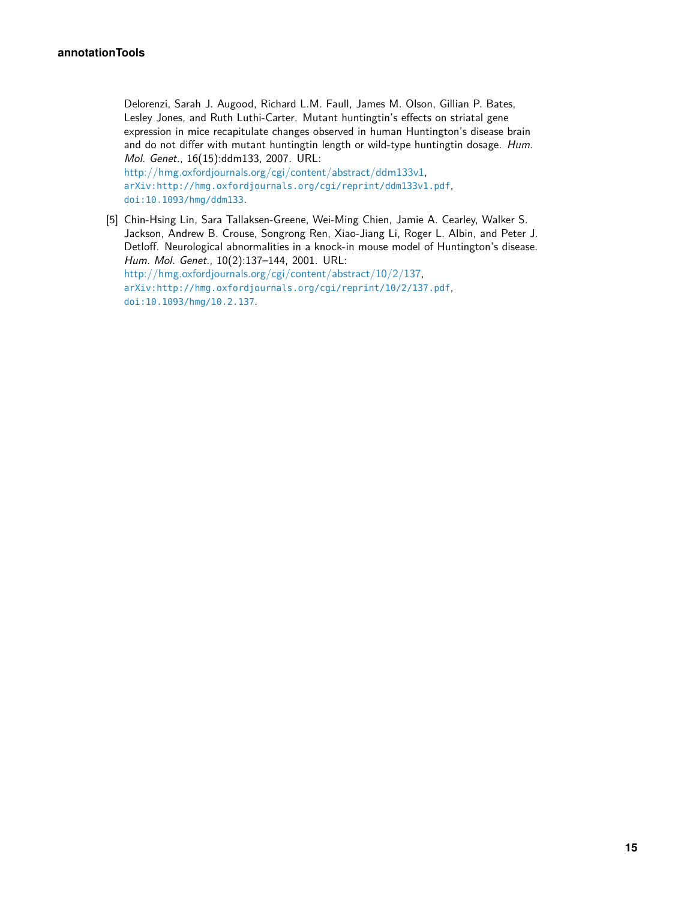Delorenzi, Sarah J. Augood, Richard L.M. Faull, James M. Olson, Gillian P. Bates, Lesley Jones, and Ruth Luthi-Carter. Mutant huntingtin's effects on striatal gene expression in mice recapitulate changes observed in human Huntington's disease brain and do not differ with mutant huntingtin length or wild-type huntingtin dosage. *Hum. Mol. Genet.*, 16(15):ddm133, 2007. URL: http://hmg.oxfordjournals.org/cgi/content/abstract/ddm133v1, arXiv:http://hmg.oxfordjournals.org/cgi/reprint/ddm133v1.pdf, doi:10.1093/hmg/ddm133.

[5] Chin-Hsing Lin, Sara Tallaksen-Greene, Wei-Ming Chien, Jamie A. Cearley, Walker S. Jackson, Andrew B. Crouse, Songrong Ren, Xiao-Jiang Li, Roger L. Albin, and Peter J. Detloff. Neurological abnormalities in a knock-in mouse model of Huntington's disease. *Hum. Mol. Genet.*, 10(2):137–144, 2001. URL: http://hmg.oxfordjournals.org/cgi/content/abstract/10/2/137, arXiv:http://hmg.oxfordjournals.org/cgi/reprint/10/2/137.pdf, doi:10.1093/hmg/10.2.137.